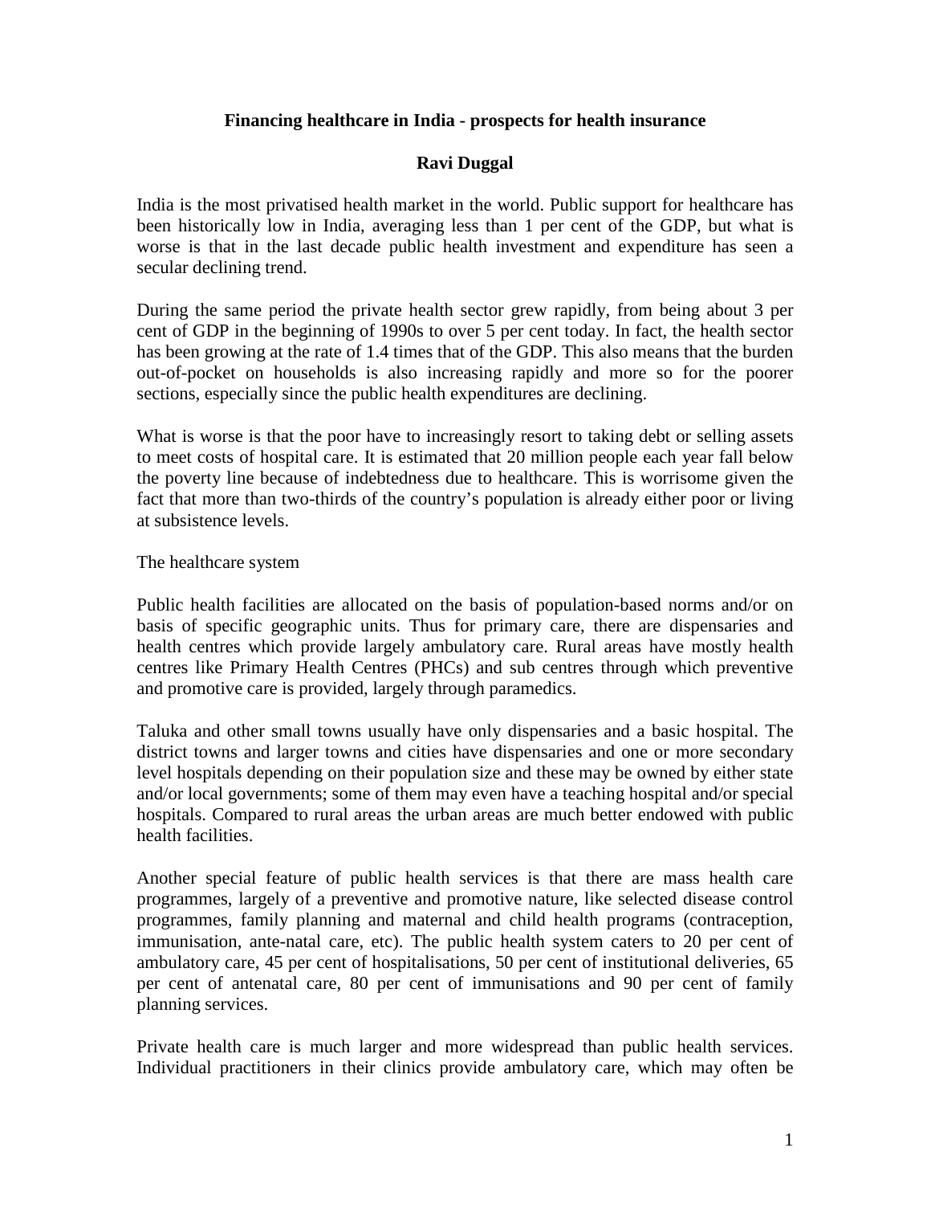# Financing healthcare in India - prospects for health insurance

**Ravi Duggal**

India is the most privatised health market in the world. Public support for healthcare has been historically low in India, averaging less than 1 per cent of the GDP, but what is worse is that in the last decade public health investment and expenditure has seen a secular declining trend.

During the same period the private health sector grew rapidly, from being about 3 per cent of GDP in the beginning of 1990s to over 5 per cent today. In fact, the health sector has been growing at the rate of 1.4 times that of the GDP. This also means that the burden out-of-pocket on households is also increasing rapidly and more so for the poorer sections, especially since the public health expenditures are declining.

What is worse is that the poor have to increasingly resort to taking debt or selling assets to meet costs of hospital care. It is estimated that 20 million people each year fall below the poverty line because of indebtedness due to healthcare. This is worrisome given the fact that more than two-thirds of the country's population is already either poor or living at subsistence levels.

## The healthcare system

Public health facilities are allocated on the basis of population-based norms and/or on basis of specific geographic units. Thus for primary care, there are dispensaries and health centres which provide largely ambulatory care. Rural areas have mostly health centres like Primary Health Centres (PHCs) and sub centres through which preventive and promotive care is provided, largely through paramedics.

Taluka and other small towns usually have only dispensaries and a basic hospital. The district towns and larger towns and cities have dispensaries and one or more secondary level hospitals depending on their population size and these may be owned by either state and/or local governments; some of them may even have a teaching hospital and/or special hospitals. Compared to rural areas the urban areas are much better endowed with public health facilities.

Another special feature of public health services is that there are mass health care programmes, largely of a preventive and promotive nature, like selected disease control programmes, family planning and maternal and child health programs (contraception, immunisation, ante-natal care, etc). The public health system caters to 20 per cent of ambulatory care, 45 per cent of hospitalisations, 50 per cent of institutional deliveries, 65 per cent of antenatal care, 80 per cent of immunisations and 90 per cent of family planning services.

Private health care is much larger and more widespread than public health services. Individual practitioners in their clinics provide ambulatory care, which may often be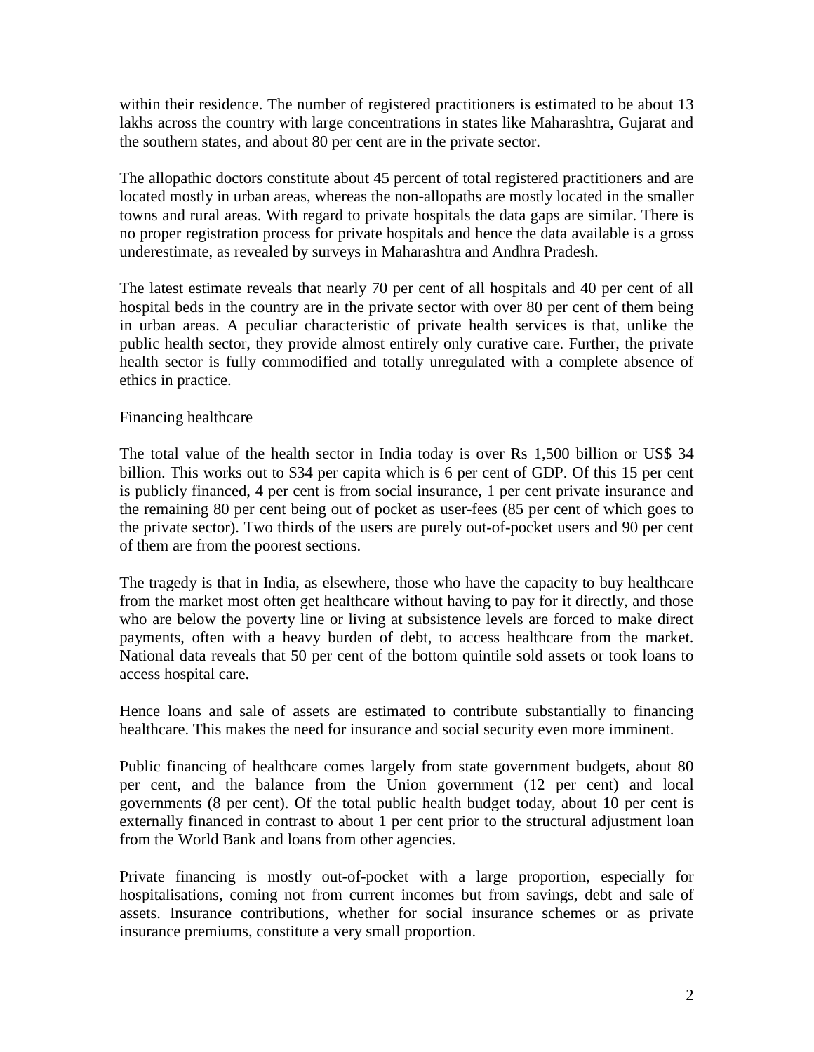within their residence. The number of registered practitioners is estimated to be about 13 lakhs across the country with large concentrations in states like Maharashtra, Gujarat and the southern states, and about 80 per cent are in the private sector.

The allopathic doctors constitute about 45 percent of total registered practitioners and are located mostly in urban areas, whereas the non-allopaths are mostly located in the smaller towns and rural areas. With regard to private hospitals the data gaps are similar. There is no proper registration process for private hospitals and hence the data available is a gross underestimate, as revealed by surveys in Maharashtra and Andhra Pradesh.

The latest estimate reveals that nearly 70 per cent of all hospitals and 40 per cent of all hospital beds in the country are in the private sector with over 80 per cent of them being in urban areas. A peculiar characteristic of private health services is that, unlike the public health sector, they provide almost entirely only curative care. Further, the private health sector is fully commodified and totally unregulated with a complete absence of ethics in practice.

## Financing healthcare

The total value of the health sector in India today is over Rs 1,500 billion or US$ 34 billion. This works out to $34 per capita which is 6 per cent of GDP. Of this 15 per cent is publicly financed, 4 per cent is from social insurance, 1 per cent private insurance and the remaining 80 per cent being out of pocket as user-fees (85 per cent of which goes to the private sector). Two thirds of the users are purely out-of-pocket users and 90 per cent of them are from the poorest sections.

The tragedy is that in India, as elsewhere, those who have the capacity to buy healthcare from the market most often get healthcare without having to pay for it directly, and those who are below the poverty line or living at subsistence levels are forced to make direct payments, often with a heavy burden of debt, to access healthcare from the market. National data reveals that 50 per cent of the bottom quintile sold assets or took loans to access hospital care.

Hence loans and sale of assets are estimated to contribute substantially to financing healthcare. This makes the need for insurance and social security even more imminent.

Public financing of healthcare comes largely from state government budgets, about 80 per cent, and the balance from the Union government (12 per cent) and local governments (8 per cent). Of the total public health budget today, about 10 per cent is externally financed in contrast to about 1 per cent prior to the structural adjustment loan from the World Bank and loans from other agencies.

Private financing is mostly out-of-pocket with a large proportion, especially for hospitalisations, coming not from current incomes but from savings, debt and sale of assets. Insurance contributions, whether for social insurance schemes or as private insurance premiums, constitute a very small proportion.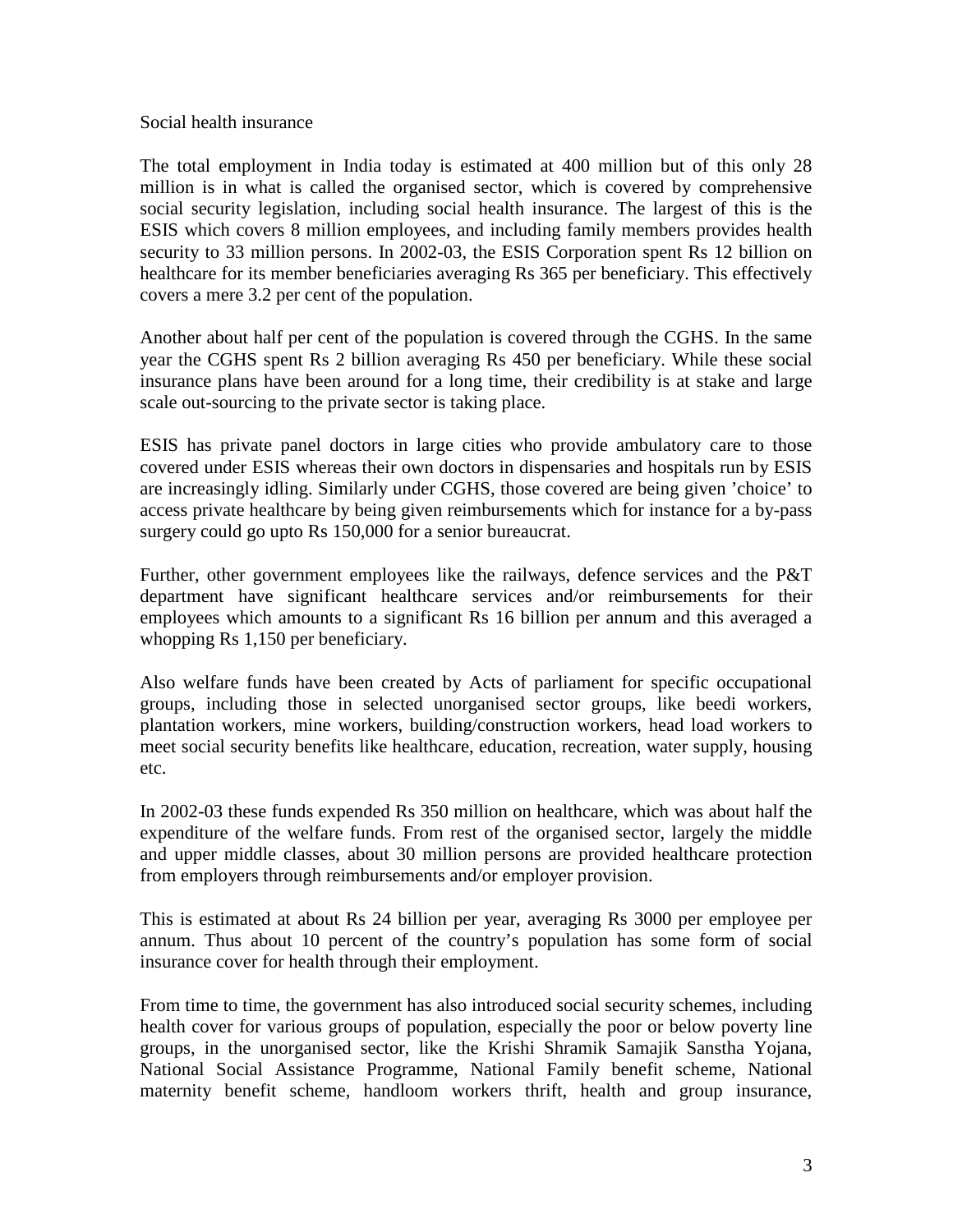Social health insurance

The total employment in India today is estimated at 400 million but of this only 28 million is in what is called the organised sector, which is covered by comprehensive social security legislation, including social health insurance. The largest of this is the ESIS which covers 8 million employees, and including family members provides health security to 33 million persons. In 2002-03, the ESIS Corporation spent Rs 12 billion on healthcare for its member beneficiaries averaging Rs 365 per beneficiary. This effectively covers a mere 3.2 per cent of the population.

Another about half per cent of the population is covered through the CGHS. In the same year the CGHS spent Rs 2 billion averaging Rs 450 per beneficiary. While these social insurance plans have been around for a long time, their credibility is at stake and large scale out-sourcing to the private sector is taking place.

ESIS has private panel doctors in large cities who provide ambulatory care to those covered under ESIS whereas their own doctors in dispensaries and hospitals run by ESIS are increasingly idling. Similarly under CGHS, those covered are being given 'choice' to access private healthcare by being given reimbursements which for instance for a by-pass surgery could go upto Rs 150,000 for a senior bureaucrat.

Further, other government employees like the railways, defence services and the P&T department have significant healthcare services and/or reimbursements for their employees which amounts to a significant Rs 16 billion per annum and this averaged a whopping Rs 1,150 per beneficiary.

Also welfare funds have been created by Acts of parliament for specific occupational groups, including those in selected unorganised sector groups, like beedi workers, plantation workers, mine workers, building/construction workers, head load workers to meet social security benefits like healthcare, education, recreation, water supply, housing etc.

In 2002-03 these funds expended Rs 350 million on healthcare, which was about half the expenditure of the welfare funds. From rest of the organised sector, largely the middle and upper middle classes, about 30 million persons are provided healthcare protection from employers through reimbursements and/or employer provision.

This is estimated at about Rs 24 billion per year, averaging Rs 3000 per employee per annum. Thus about 10 percent of the country's population has some form of social insurance cover for health through their employment.

From time to time, the government has also introduced social security schemes, including health cover for various groups of population, especially the poor or below poverty line groups, in the unorganised sector, like the Krishi Shramik Samajik Sanstha Yojana, National Social Assistance Programme, National Family benefit scheme, National maternity benefit scheme, handloom workers thrift, health and group insurance,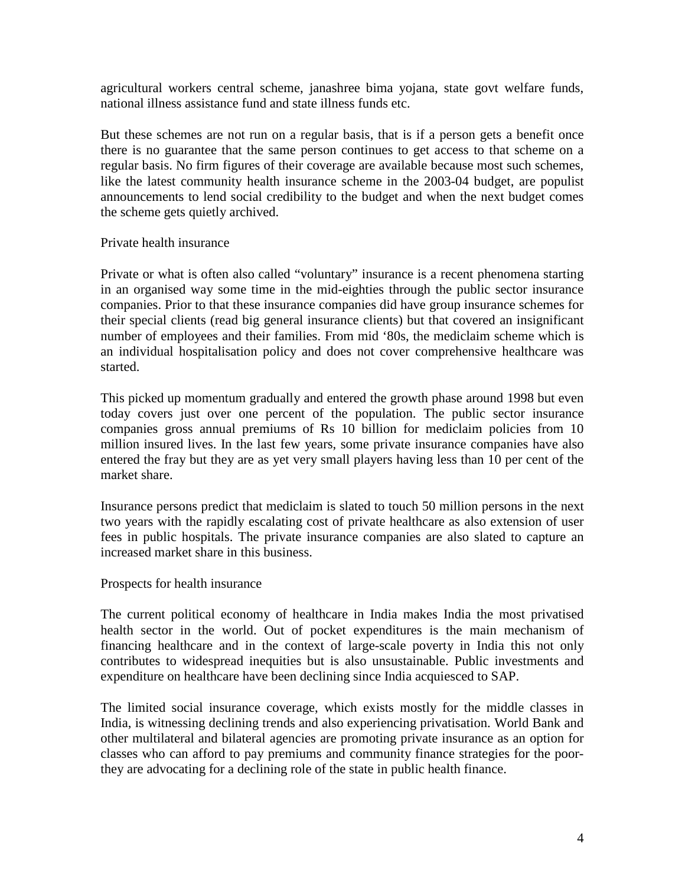agricultural workers central scheme, janashree bima yojana, state govt welfare funds, national illness assistance fund and state illness funds etc.

But these schemes are not run on a regular basis, that is if a person gets a benefit once there is no guarantee that the same person continues to get access to that scheme on a regular basis. No firm figures of their coverage are available because most such schemes, like the latest community health insurance scheme in the 2003-04 budget, are populist announcements to lend social credibility to the budget and when the next budget comes the scheme gets quietly archived.

## Private health insurance

Private or what is often also called "voluntary" insurance is a recent phenomena starting in an organised way some time in the mid-eighties through the public sector insurance companies. Prior to that these insurance companies did have group insurance schemes for their special clients (read big general insurance clients) but that covered an insignificant number of employees and their families. From mid '80s, the mediclaim scheme which is an individual hospitalisation policy and does not cover comprehensive healthcare was started.

This picked up momentum gradually and entered the growth phase around 1998 but even today covers just over one percent of the population. The public sector insurance companies gross annual premiums of Rs 10 billion for mediclaim policies from 10 million insured lives. In the last few years, some private insurance companies have also entered the fray but they are as yet very small players having less than 10 per cent of the market share.

Insurance persons predict that mediclaim is slated to touch 50 million persons in the next two years with the rapidly escalating cost of private healthcare as also extension of user fees in public hospitals. The private insurance companies are also slated to capture an increased market share in this business.

## Prospects for health insurance

The current political economy of healthcare in India makes India the most privatised health sector in the world. Out of pocket expenditures is the main mechanism of financing healthcare and in the context of large-scale poverty in India this not only contributes to widespread inequities but is also unsustainable. Public investments and expenditure on healthcare have been declining since India acquiesced to SAP.

The limited social insurance coverage, which exists mostly for the middle classes in India, is witnessing declining trends and also experiencing privatisation. World Bank and other multilateral and bilateral agencies are promoting private insurance as an option for classes who can afford to pay premiums and community finance strategies for the poor-they are advocating for a declining role of the state in public health finance.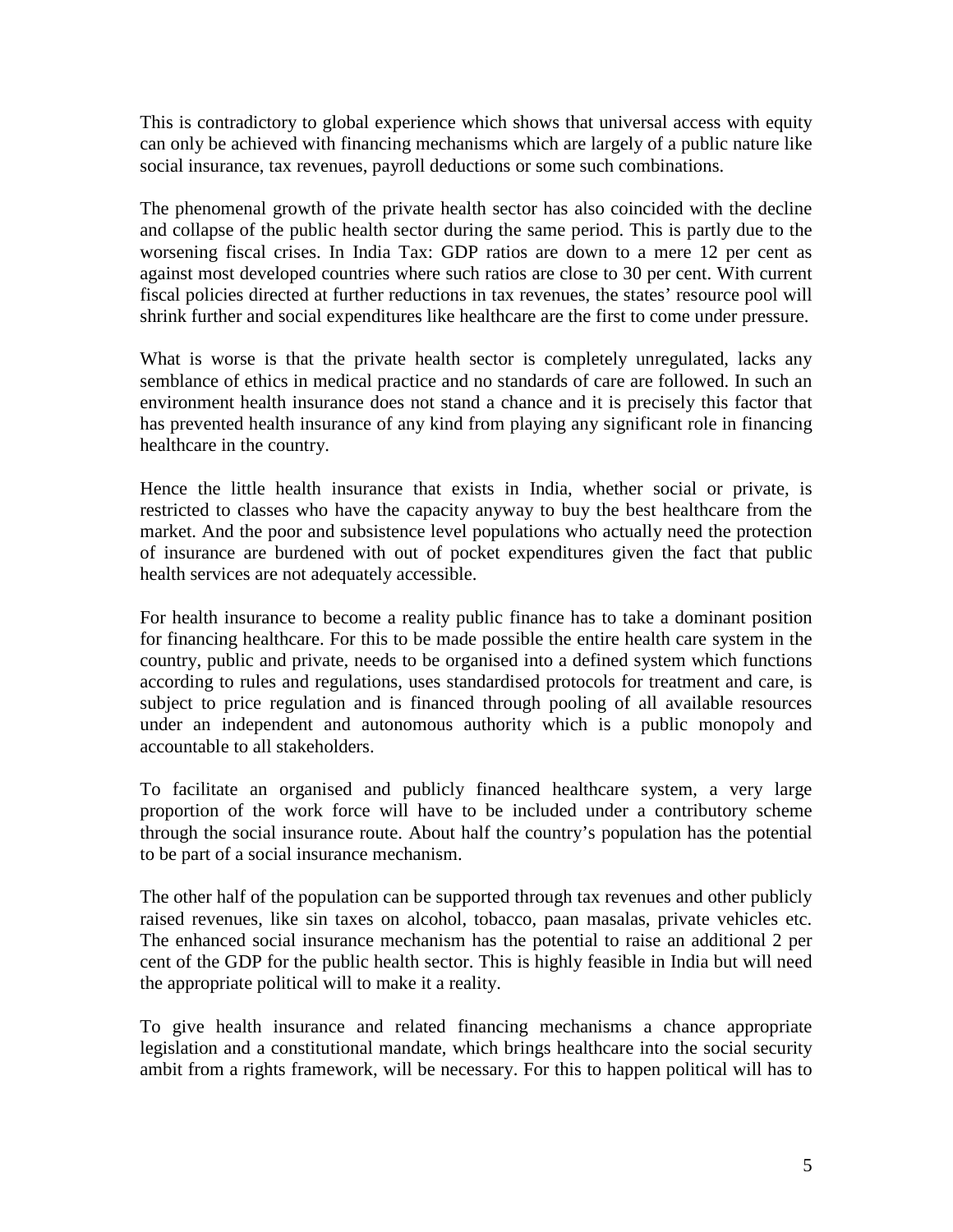This is contradictory to global experience which shows that universal access with equity can only be achieved with financing mechanisms which are largely of a public nature like social insurance, tax revenues, payroll deductions or some such combinations.

The phenomenal growth of the private health sector has also coincided with the decline and collapse of the public health sector during the same period. This is partly due to the worsening fiscal crises. In India Tax: GDP ratios are down to a mere 12 per cent as against most developed countries where such ratios are close to 30 per cent. With current fiscal policies directed at further reductions in tax revenues, the states' resource pool will shrink further and social expenditures like healthcare are the first to come under pressure.

What is worse is that the private health sector is completely unregulated, lacks any semblance of ethics in medical practice and no standards of care are followed. In such an environment health insurance does not stand a chance and it is precisely this factor that has prevented health insurance of any kind from playing any significant role in financing healthcare in the country.

Hence the little health insurance that exists in India, whether social or private, is restricted to classes who have the capacity anyway to buy the best healthcare from the market. And the poor and subsistence level populations who actually need the protection of insurance are burdened with out of pocket expenditures given the fact that public health services are not adequately accessible.

For health insurance to become a reality public finance has to take a dominant position for financing healthcare. For this to be made possible the entire health care system in the country, public and private, needs to be organised into a defined system which functions according to rules and regulations, uses standardised protocols for treatment and care, is subject to price regulation and is financed through pooling of all available resources under an independent and autonomous authority which is a public monopoly and accountable to all stakeholders.

To facilitate an organised and publicly financed healthcare system, a very large proportion of the work force will have to be included under a contributory scheme through the social insurance route. About half the country's population has the potential to be part of a social insurance mechanism.

The other half of the population can be supported through tax revenues and other publicly raised revenues, like sin taxes on alcohol, tobacco, paan masalas, private vehicles etc. The enhanced social insurance mechanism has the potential to raise an additional 2 per cent of the GDP for the public health sector. This is highly feasible in India but will need the appropriate political will to make it a reality.

To give health insurance and related financing mechanisms a chance appropriate legislation and a constitutional mandate, which brings healthcare into the social security ambit from a rights framework, will be necessary. For this to happen political will has to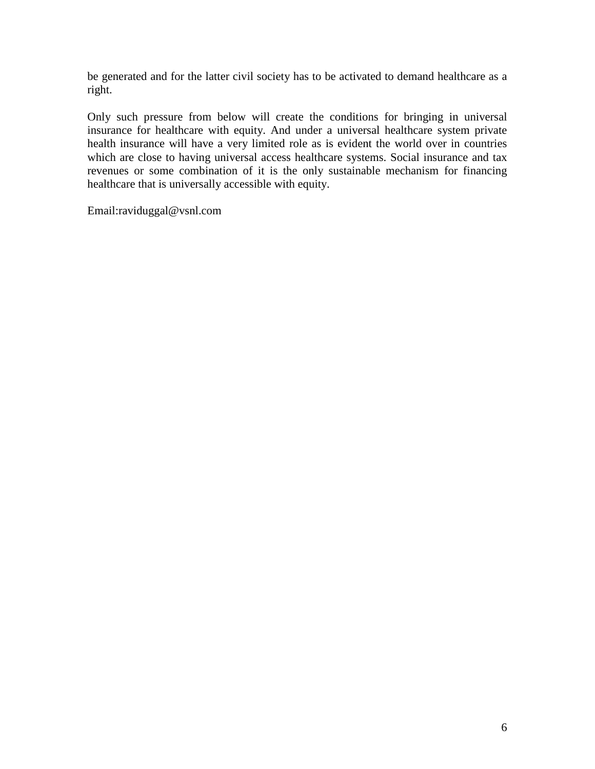be generated and for the latter civil society has to be activated to demand healthcare as a right.

Only such pressure from below will create the conditions for bringing in universal insurance for healthcare with equity. And under a universal healthcare system private health insurance will have a very limited role as is evident the world over in countries which are close to having universal access healthcare systems. Social insurance and tax revenues or some combination of it is the only sustainable mechanism for financing healthcare that is universally accessible with equity.

Email:raviduggal@vsnl.com